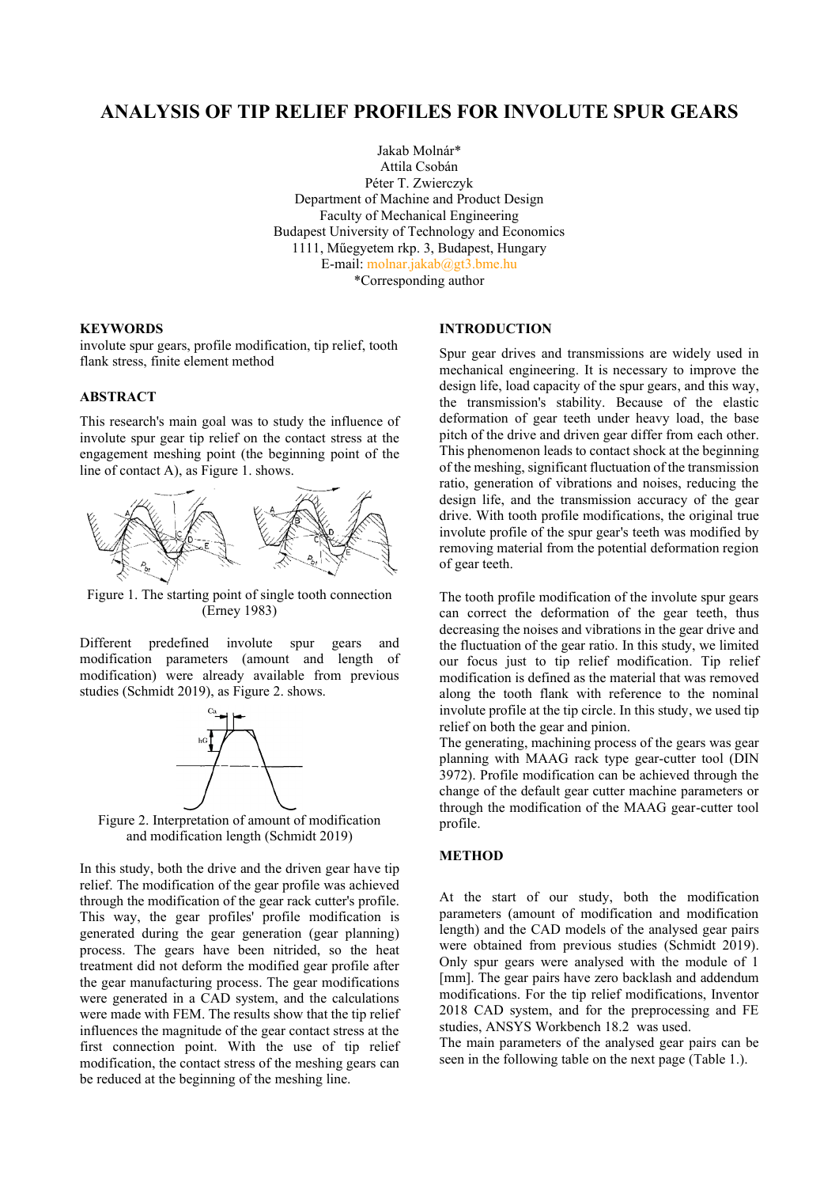# ANALYSIS OF TIP RELIEF PROFILES FOR INVOLUTE SPUR GEARS

Jakab Molnár*
Attila Csobán
Péter T. Zwierczyk
Department of Machine and Product Design
Faculty of Mechanical Engineering
Budapest University of Technology and Economics
1111, Műegyetem rkp. 3, Budapest, Hungary
E-mail: molnar.jakab@gt3.bme.hu
*Corresponding author

## KEYWORDS

involute spur gears, profile modification, tip relief, tooth flank stress, finite element method

## ABSTRACT

This research's main goal was to study the influence of involute spur gear tip relief on the contact stress at the engagement meshing point (the beginning point of the line of contact A), as Figure 1. shows.

Figure 1. The starting point of single tooth connection (Erney 1983)

Different predefined involute spur gears and modification parameters (amount and length of modification) were already available from previous studies (Schmidt 2019), as Figure 2. shows.

Figure 2. Interpretation of amount of modification and modification length (Schmidt 2019)

In this study, both the drive and the driven gear have tip relief. The modification of the gear profile was achieved through the modification of the gear rack cutter's profile. This way, the gear profiles' profile modification is generated during the gear generation (gear planning) process. The gears have been nitrided, so the heat treatment did not deform the modified gear profile after the gear manufacturing process. The gear modifications were generated in a CAD system, and the calculations were made with FEM. The results show that the tip relief influences the magnitude of the gear contact stress at the first connection point. With the use of tip relief modification, the contact stress of the meshing gears can be reduced at the beginning of the meshing line.

## INTRODUCTION

Spur gear drives and transmissions are widely used in mechanical engineering. It is necessary to improve the design life, load capacity of the spur gears, and this way, the transmission's stability. Because of the elastic deformation of gear teeth under heavy load, the base pitch of the drive and driven gear differ from each other. This phenomenon leads to contact shock at the beginning of the meshing, significant fluctuation of the transmission ratio, generation of vibrations and noises, reducing the design life, and the transmission accuracy of the gear drive. With tooth profile modifications, the original true involute profile of the spur gear's teeth was modified by removing material from the potential deformation region of gear teeth.

The tooth profile modification of the involute spur gears can correct the deformation of the gear teeth, thus decreasing the noises and vibrations in the gear drive and the fluctuation of the gear ratio. In this study, we limited our focus just to tip relief modification. Tip relief modification is defined as the material that was removed along the tooth flank with reference to the nominal involute profile at the tip circle. In this study, we used tip relief on both the gear and pinion.

The generating, machining process of the gears was gear planning with MAAG rack type gear-cutter tool (DIN 3972). Profile modification can be achieved through the change of the default gear cutter machine parameters or through the modification of the MAAG gear-cutter tool profile.

## METHOD

At the start of our study, both the modification parameters (amount of modification and modification length) and the CAD models of the analysed gear pairs were obtained from previous studies (Schmidt 2019). Only spur gears were analysed with the module of 1 [mm]. The gear pairs have zero backlash and addendum modifications. For the tip relief modifications, Inventor 2018 CAD system, and for the preprocessing and FE studies, ANSYS Workbench 18.2 was used.

The main parameters of the analysed gear pairs can be seen in the following table on the next page (Table 1.).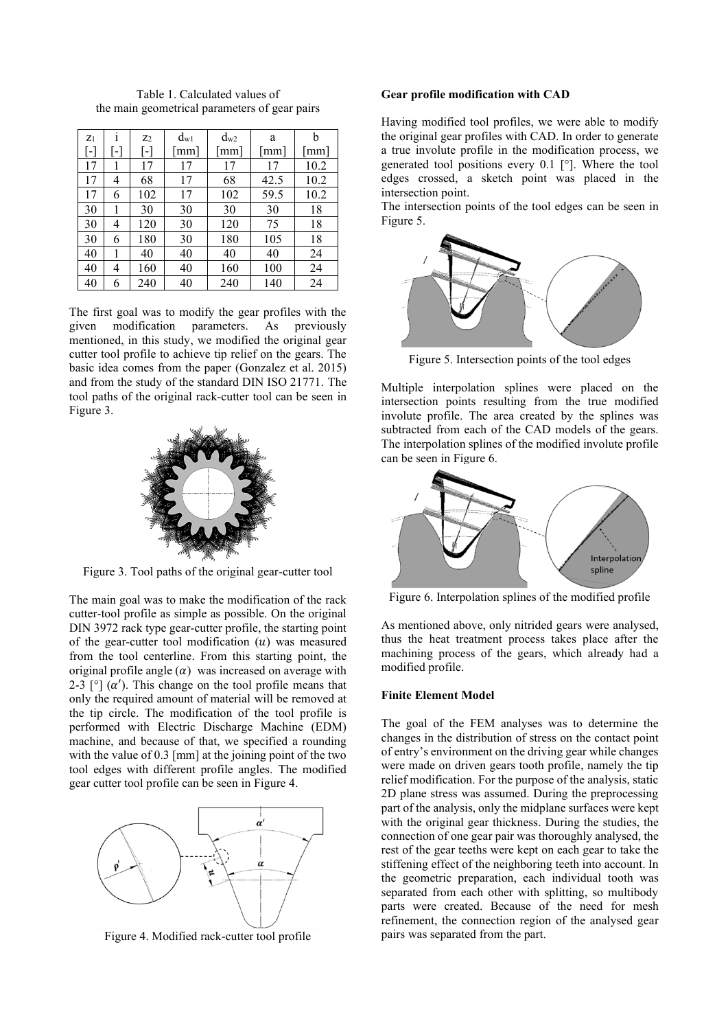Table 1. Calculated values of the main geometrical parameters of gear pairs

| $z_1$ [-] | i [-] | $z_2$ [-] | $d_{w1}$ [mm] | $d_{w2}$ [mm] | a [mm] | b [mm] |
|---|---|---|---|---|---|---|
| 17 | 1 | 17 | 17 | 17 | 17 | 10.2 |
| 17 | 4 | 68 | 17 | 68 | 42.5 | 10.2 |
| 17 | 6 | 102 | 17 | 102 | 59.5 | 10.2 |
| 30 | 1 | 30 | 30 | 30 | 30 | 18 |
| 30 | 4 | 120 | 30 | 120 | 75 | 18 |
| 30 | 6 | 180 | 30 | 180 | 105 | 18 |
| 40 | 1 | 40 | 40 | 40 | 40 | 24 |
| 40 | 4 | 160 | 40 | 160 | 100 | 24 |
| 40 | 6 | 240 | 40 | 240 | 140 | 24 |

The first goal was to modify the gear profiles with the given modification parameters. As previously mentioned, in this study, we modified the original gear cutter tool profile to achieve tip relief on the gears. The basic idea comes from the paper (Gonzalez et al. 2015) and from the study of the standard DIN ISO 21771. The tool paths of the original rack-cutter tool can be seen in Figure 3.

Figure 3. Tool paths of the original gear-cutter tool

The main goal was to make the modification of the rack cutter-tool profile as simple as possible. On the original DIN 3972 rack type gear-cutter profile, the starting point of the gear-cutter tool modification ($u$) was measured from the tool centerline. From this starting point, the original profile angle ($\alpha$) was increased on average with 2-3 [°] ($\alpha'$). This change on the tool profile means that only the required amount of material will be removed at the tip circle. The modification of the tool profile is performed with Electric Discharge Machine (EDM) machine, and because of that, we specified a rounding with the value of 0.3 [mm] at the joining point of the two tool edges with different profile angles. The modified gear cutter tool profile can be seen in Figure 4.

Figure 4. Modified rack-cutter tool profile

## Gear profile modification with CAD

Having modified tool profiles, we were able to modify the original gear profiles with CAD. In order to generate a true involute profile in the modification process, we generated tool positions every 0.1 [°]. Where the tool edges crossed, a sketch point was placed in the intersection point.

The intersection points of the tool edges can be seen in Figure 5.

Figure 5. Intersection points of the tool edges

Multiple interpolation splines were placed on the intersection points resulting from the true modified involute profile. The area created by the splines was subtracted from each of the CAD models of the gears. The interpolation splines of the modified involute profile can be seen in Figure 6.

Figure 6. Interpolation splines of the modified profile

As mentioned above, only nitrided gears were analysed, thus the heat treatment process takes place after the machining process of the gears, which already had a modified profile.

## Finite Element Model

The goal of the FEM analyses was to determine the changes in the distribution of stress on the contact point of entry's environment on the driving gear while changes were made on driven gears tooth profile, namely the tip relief modification. For the purpose of the analysis, static 2D plane stress was assumed. During the preprocessing part of the analysis, only the midplane surfaces were kept with the original gear thickness. During the studies, the connection of one gear pair was thoroughly analysed, the rest of the gear teeths were kept on each gear to take the stiffening effect of the neighboring teeth into account. In the geometric preparation, each individual tooth was separated from each other with splitting, so multibody parts were created. Because of the need for mesh refinement, the connection region of the analysed gear pairs was separated from the part.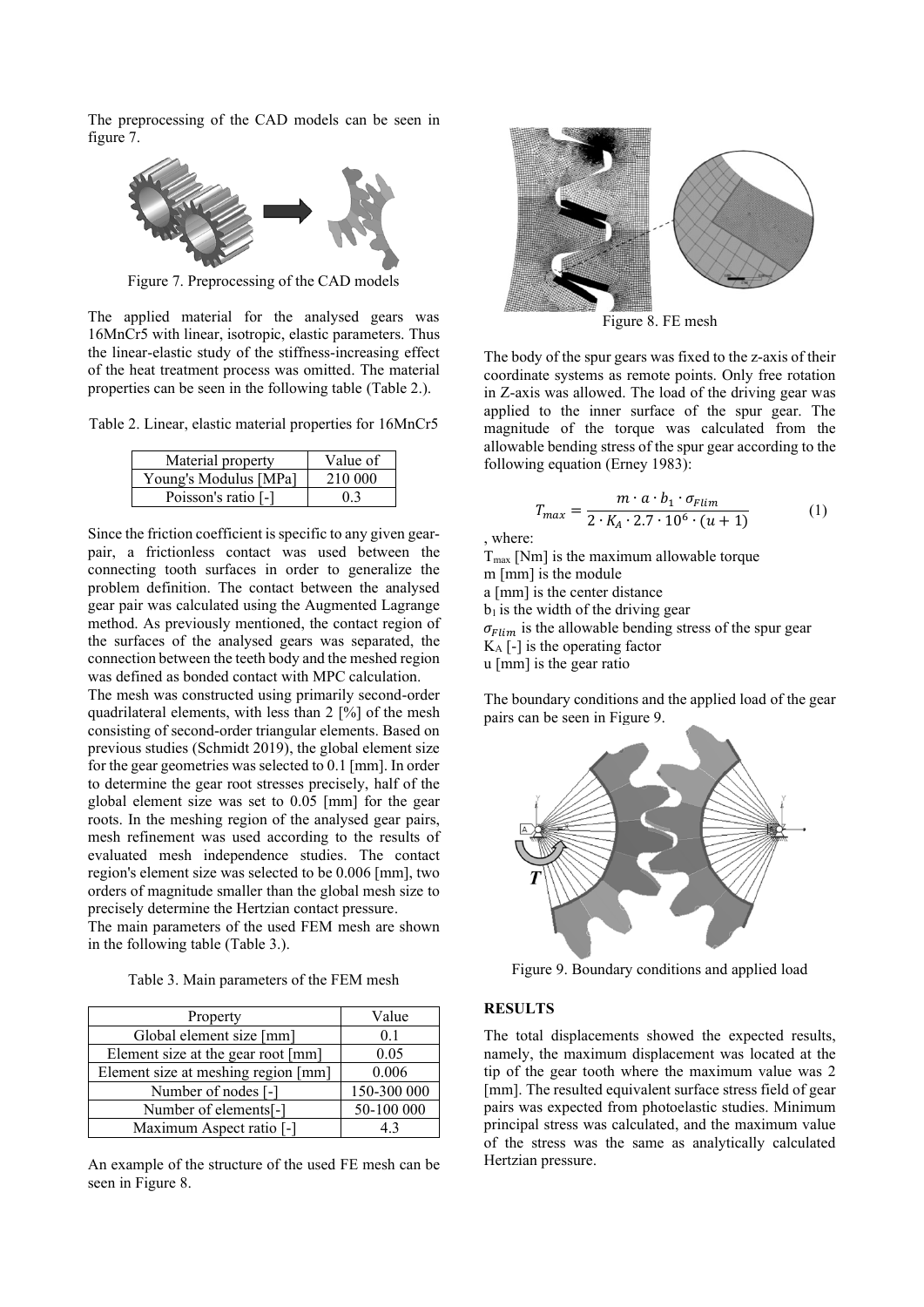The preprocessing of the CAD models can be seen in figure 7.

Figure 7. Preprocessing of the CAD models

The applied material for the analysed gears was 16MnCr5 with linear, isotropic, elastic parameters. Thus the linear-elastic study of the stiffness-increasing effect of the heat treatment process was omitted. The material properties can be seen in the following table (Table 2.).

Table 2. Linear, elastic material properties for 16MnCr5

| Material property | Value of |
|---|---|
| Young's Modulus [MPa] | 210 000 |
| Poisson's ratio [-] | 0.3 |

Since the friction coefficient is specific to any given gear-pair, a frictionless contact was used between the connecting tooth surfaces in order to generalize the problem definition. The contact between the analysed gear pair was calculated using the Augmented Lagrange method. As previously mentioned, the contact region of the surfaces of the analysed gears was separated, the connection between the teeth body and the meshed region was defined as bonded contact with MPC calculation.

The mesh was constructed using primarily second-order quadrilateral elements, with less than 2 [%] of the mesh consisting of second-order triangular elements. Based on previous studies (Schmidt 2019), the global element size for the gear geometries was selected to 0.1 [mm]. In order to determine the gear root stresses precisely, half of the global element size was set to 0.05 [mm] for the gear roots. In the meshing region of the analysed gear pairs, mesh refinement was used according to the results of evaluated mesh independence studies. The contact region's element size was selected to be 0.006 [mm], two orders of magnitude smaller than the global mesh size to precisely determine the Hertzian contact pressure.

The main parameters of the used FEM mesh are shown in the following table (Table 3.).

Table 3. Main parameters of the FEM mesh

| Property | Value |
|---|---|
| Global element size [mm] | 0.1 |
| Element size at the gear root [mm] | 0.05 |
| Element size at meshing region [mm] | 0.006 |
| Number of nodes [-] | 150-300 000 |
| Number of elements[-] | 50-100 000 |
| Maximum Aspect ratio [-] | 4.3 |

An example of the structure of the used FE mesh can be seen in Figure 8.

Figure 8. FE mesh

The body of the spur gears was fixed to the z-axis of their coordinate systems as remote points. Only free rotation in Z-axis was allowed. The load of the driving gear was applied to the inner surface of the spur gear. The magnitude of the torque was calculated from the allowable bending stress of the spur gear according to the following equation (Erney 1983):

$$T_{max} = \frac{m \cdot a \cdot b_1 \cdot \sigma_{Flim}}{2 \cdot K_A \cdot 2.7 \cdot 10^6 \cdot (u+1)} \quad (1)$$

, where:

$T_{max}$ [Nm] is the maximum allowable torque
m [mm] is the module
a [mm] is the center distance
$b_1$ is the width of the driving gear
$\sigma_{Flim}$ is the allowable bending stress of the spur gear
$K_A$ [-] is the operating factor
u [mm] is the gear ratio

The boundary conditions and the applied load of the gear pairs can be seen in Figure 9.

Figure 9. Boundary conditions and applied load

## RESULTS

The total displacements showed the expected results, namely, the maximum displacement was located at the tip of the gear tooth where the maximum value was 2 [mm]. The resulted equivalent surface stress field of gear pairs was expected from photoelastic studies. Minimum principal stress was calculated, and the maximum value of the stress was the same as analytically calculated Hertzian pressure.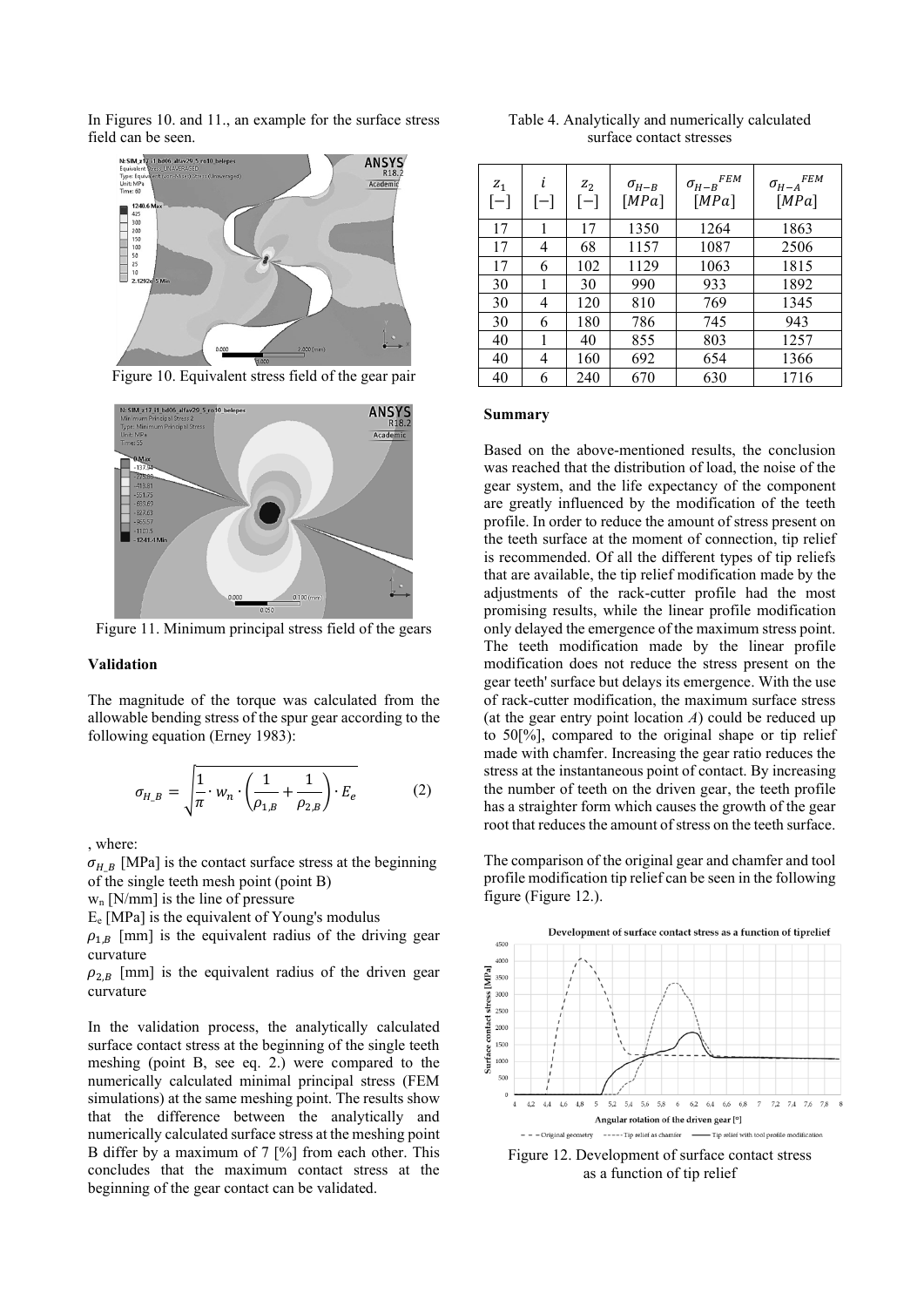In Figures 10. and 11., an example for the surface stress field can be seen.

Figure 10. Equivalent stress field of the gear pair

Figure 11. Minimum principal stress field of the gears

### Validation

The magnitude of the torque was calculated from the allowable bending stress of the spur gear according to the following equation (Erney 1983):

$$\sigma_{H\_B} = \sqrt{\frac{1}{\pi} \cdot w_n \cdot \left(\frac{1}{\rho_{1,B}} + \frac{1}{\rho_{2,B}}\right) \cdot E_e} \qquad (2)$$

, where:

$\sigma_{H\_B}$ [MPa] is the contact surface stress at the beginning of the single teeth mesh point (point B)

$w_n$ [N/mm] is the line of pressure

$E_e$ [MPa] is the equivalent of Young's modulus

$\rho_{1,B}$ [mm] is the equivalent radius of the driving gear curvature

$\rho_{2,B}$ [mm] is the equivalent radius of the driven gear curvature

In the validation process, the analytically calculated surface contact stress at the beginning of the single teeth meshing (point B, see eq. 2.) were compared to the numerically calculated minimal principal stress (FEM simulations) at the same meshing point. The results show that the difference between the analytically and numerically calculated surface stress at the meshing point B differ by a maximum of 7 [%] from each other. This concludes that the maximum contact stress at the beginning of the gear contact can be validated.

Table 4. Analytically and numerically calculated surface contact stresses

| $z_1$ [−] | $i$ [−] | $z_2$ [−] | $\sigma_{H-B}$ [MPa] | $\sigma_{H-B}^{FEM}$ [MPa] | $\sigma_{H-A}^{FEM}$ [MPa] |
|---|---|---|---|---|---|
| 17 | 1 | 17 | 1350 | 1264 | 1863 |
| 17 | 4 | 68 | 1157 | 1087 | 2506 |
| 17 | 6 | 102 | 1129 | 1063 | 1815 |
| 30 | 1 | 30 | 990 | 933 | 1892 |
| 30 | 4 | 120 | 810 | 769 | 1345 |
| 30 | 6 | 180 | 786 | 745 | 943 |
| 40 | 1 | 40 | 855 | 803 | 1257 |
| 40 | 4 | 160 | 692 | 654 | 1366 |
| 40 | 6 | 240 | 670 | 630 | 1716 |

### Summary

Based on the above-mentioned results, the conclusion was reached that the distribution of load, the noise of the gear system, and the life expectancy of the component are greatly influenced by the modification of the teeth profile. In order to reduce the amount of stress present on the teeth surface at the moment of connection, tip relief is recommended. Of all the different types of tip reliefs that are available, the tip relief modification made by the adjustments of the rack-cutter profile had the most promising results, while the linear profile modification only delayed the emergence of the maximum stress point. The teeth modification made by the linear profile modification does not reduce the stress present on the gear teeth' surface but delays its emergence. With the use of rack-cutter modification, the maximum surface stress (at the gear entry point location *A*) could be reduced up to 50[%], compared to the original shape or tip relief made with chamfer. Increasing the gear ratio reduces the stress at the instantaneous point of contact. By increasing the number of teeth on the driven gear, the teeth profile has a straighter form which causes the growth of the gear root that reduces the amount of stress on the teeth surface.

The comparison of the original gear and chamfer and tool profile modification tip relief can be seen in the following figure (Figure 12.).

Figure 12. Development of surface contact stress as a function of tip relief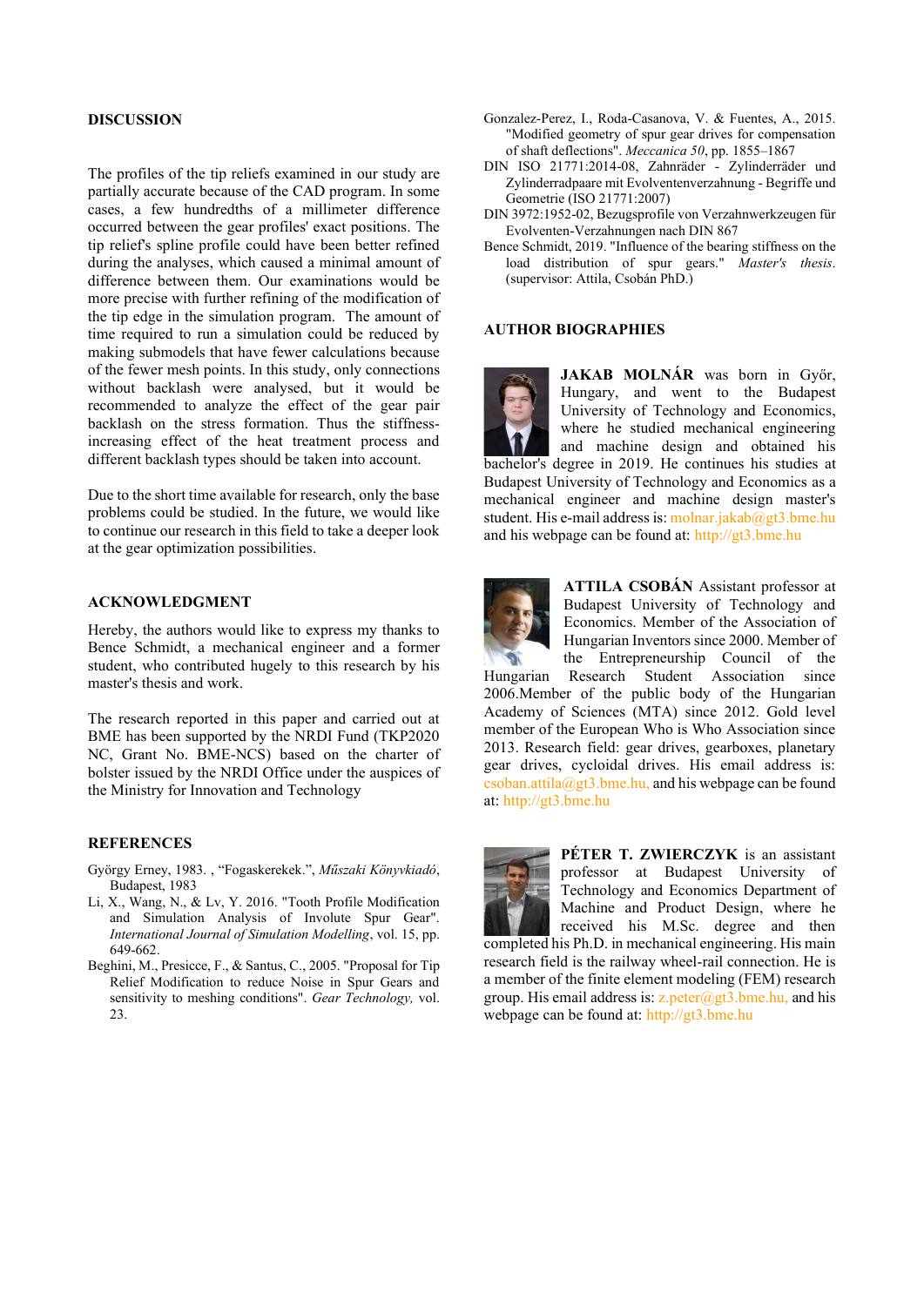## DISCUSSION

The profiles of the tip reliefs examined in our study are partially accurate because of the CAD program. In some cases, a few hundredths of a millimeter difference occurred between the gear profiles' exact positions. The tip relief's spline profile could have been better refined during the analyses, which caused a minimal amount of difference between them. Our examinations would be more precise with further refining of the modification of the tip edge in the simulation program. The amount of time required to run a simulation could be reduced by making submodels that have fewer calculations because of the fewer mesh points. In this study, only connections without backlash were analysed, but it would be recommended to analyze the effect of the gear pair backlash on the stress formation. Thus the stiffness-increasing effect of the heat treatment process and different backlash types should be taken into account.

Due to the short time available for research, only the base problems could be studied. In the future, we would like to continue our research in this field to take a deeper look at the gear optimization possibilities.

## ACKNOWLEDGMENT

Hereby, the authors would like to express my thanks to Bence Schmidt, a mechanical engineer and a former student, who contributed hugely to this research by his master's thesis and work.

The research reported in this paper and carried out at BME has been supported by the NRDI Fund (TKP2020 NC, Grant No. BME-NCS) based on the charter of bolster issued by the NRDI Office under the auspices of the Ministry for Innovation and Technology

## REFERENCES

György Erney, 1983. , "Fogaskerekek.", *Műszaki Könyvkiadó*, Budapest, 1983

Li, X., Wang, N., & Lv, Y. 2016. "Tooth Profile Modification and Simulation Analysis of Involute Spur Gear". *International Journal of Simulation Modelling*, vol. 15, pp. 649-662.

Beghini, M., Presicce, F., & Santus, C., 2005. "Proposal for Tip Relief Modification to reduce Noise in Spur Gears and sensitivity to meshing conditions". *Gear Technology,* vol. 23.

Gonzalez-Perez, I., Roda-Casanova, V. & Fuentes, A., 2015. "Modified geometry of spur gear drives for compensation of shaft deflections". *Meccanica 50*, pp. 1855–1867

DIN ISO 21771:2014-08, Zahnräder - Zylinderräder und Zylinderradpaare mit Evolventenverzahnung - Begriffe und Geometrie (ISO 21771:2007)

DIN 3972:1952-02, Bezugsprofile von Verzahnwerkzeugen für Evolventen-Verzahnungen nach DIN 867

Bence Schmidt, 2019. "Influence of the bearing stiffness on the load distribution of spur gears." *Master's thesis*. (supervisor: Attila, Csobán PhD.)

## AUTHOR BIOGRAPHIES

**JAKAB MOLNÁR** was born in Győr, Hungary, and went to the Budapest University of Technology and Economics, where he studied mechanical engineering and machine design and obtained his bachelor's degree in 2019. He continues his studies at Budapest University of Technology and Economics as a mechanical engineer and machine design master's student. His e-mail address is: molnar.jakab@gt3.bme.hu and his webpage can be found at: http://gt3.bme.hu

**ATTILA CSOBÁN** Assistant professor at Budapest University of Technology and Economics. Member of the Association of Hungarian Inventors since 2000. Member of the Entrepreneurship Council of the Hungarian Research Student Association since 2006.Member of the public body of the Hungarian Academy of Sciences (MTA) since 2012. Gold level member of the European Who is Who Association since 2013. Research field: gear drives, gearboxes, planetary gear drives, cycloidal drives. His email address is: csoban.attila@gt3.bme.hu, and his webpage can be found at: http://gt3.bme.hu

**PÉTER T. ZWIERCZYK** is an assistant professor at Budapest University of Technology and Economics Department of Machine and Product Design, where he received his M.Sc. degree and then completed his Ph.D. in mechanical engineering. His main research field is the railway wheel-rail connection. He is a member of the finite element modeling (FEM) research group. His email address is: z.peter@gt3.bme.hu, and his webpage can be found at: http://gt3.bme.hu